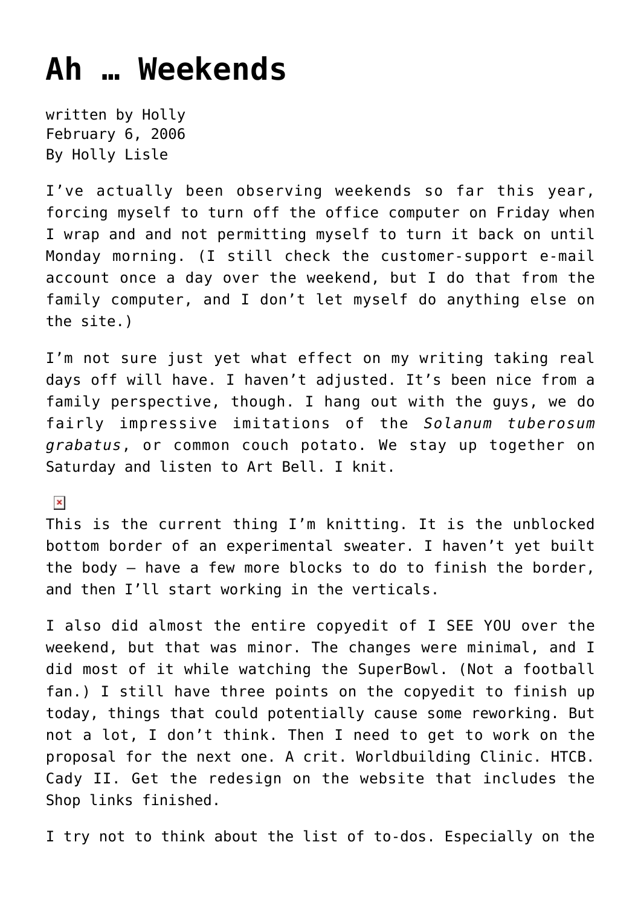# Ah … Weekends

written by Holly
February 6, 2006
By Holly Lisle

I've actually been observing weekends so far this year, forcing myself to turn off the office computer on Friday when I wrap and and not permitting myself to turn it back on until Monday morning. (I still check the customer-support e-mail account once a day over the weekend, but I do that from the family computer, and I don't let myself do anything else on the site.)

I'm not sure just yet what effect on my writing taking real days off will have. I haven't adjusted. It's been nice from a family perspective, though. I hang out with the guys, we do fairly impressive imitations of the *Solanum tuberosum grabatus*, or common couch potato. We stay up together on Saturday and listen to Art Bell. I knit.

This is the current thing I'm knitting. It is the unblocked bottom border of an experimental sweater. I haven't yet built the body — have a few more blocks to do to finish the border, and then I'll start working in the verticals.

I also did almost the entire copyedit of I SEE YOU over the weekend, but that was minor. The changes were minimal, and I did most of it while watching the SuperBowl. (Not a football fan.) I still have three points on the copyedit to finish up today, things that could potentially cause some reworking. But not a lot, I don't think. Then I need to get to work on the proposal for the next one. A crit. Worldbuilding Clinic. HTCB. Cady II. Get the redesign on the website that includes the Shop links finished.

I try not to think about the list of to-dos. Especially on the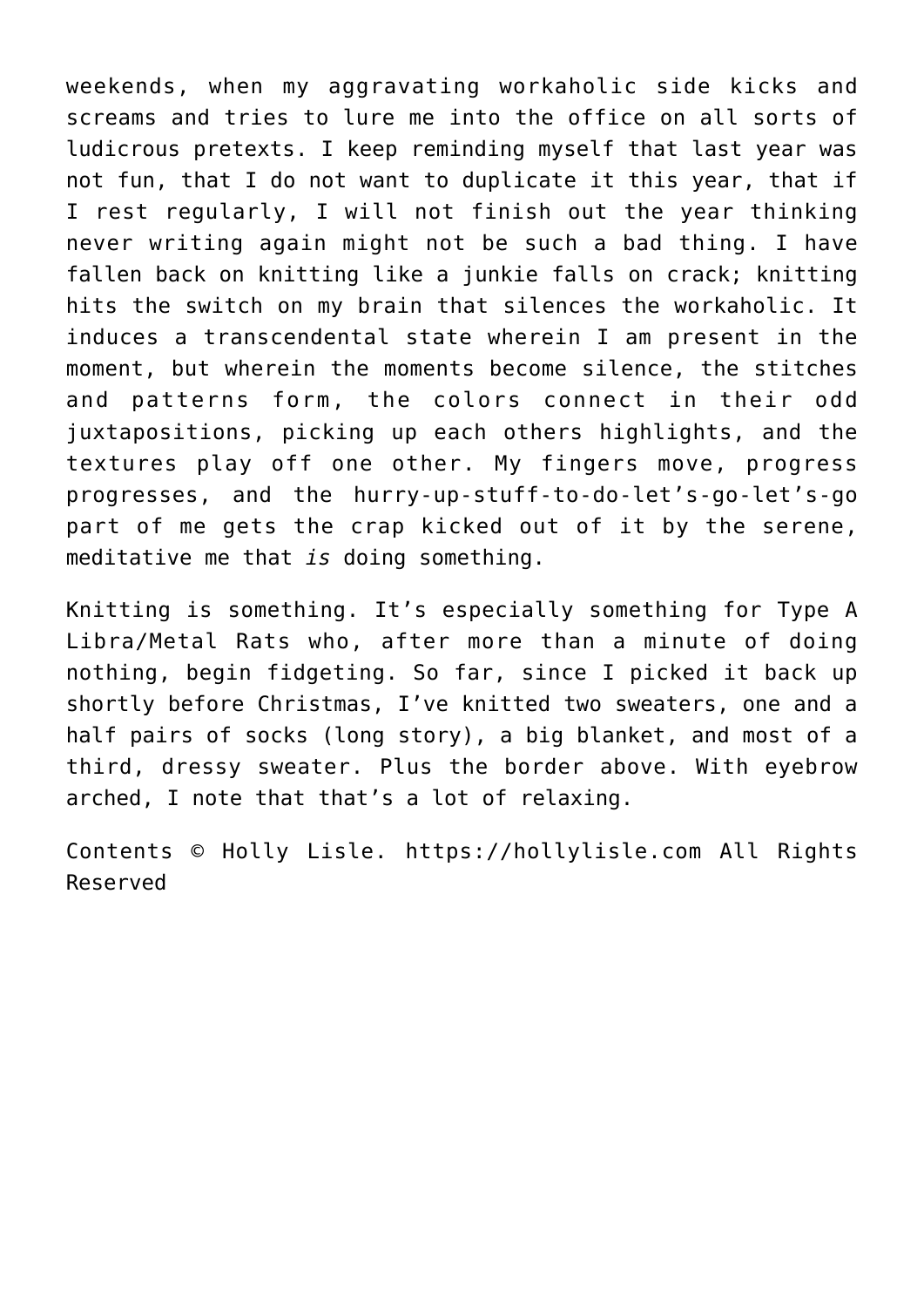weekends, when my aggravating workaholic side kicks and screams and tries to lure me into the office on all sorts of ludicrous pretexts. I keep reminding myself that last year was not fun, that I do not want to duplicate it this year, that if I rest regularly, I will not finish out the year thinking never writing again might not be such a bad thing. I have fallen back on knitting like a junkie falls on crack; knitting hits the switch on my brain that silences the workaholic. It induces a transcendental state wherein I am present in the moment, but wherein the moments become silence, the stitches and patterns form, the colors connect in their odd juxtapositions, picking up each others highlights, and the textures play off one other. My fingers move, progress progresses, and the hurry-up-stuff-to-do-let's-go-let's-go part of me gets the crap kicked out of it by the serene, meditative me that *is* doing something.

Knitting is something. It's especially something for Type A Libra/Metal Rats who, after more than a minute of doing nothing, begin fidgeting. So far, since I picked it back up shortly before Christmas, I've knitted two sweaters, one and a half pairs of socks (long story), a big blanket, and most of a third, dressy sweater. Plus the border above. With eyebrow arched, I note that that's a lot of relaxing.

Contents © Holly Lisle. https://hollylisle.com All Rights Reserved